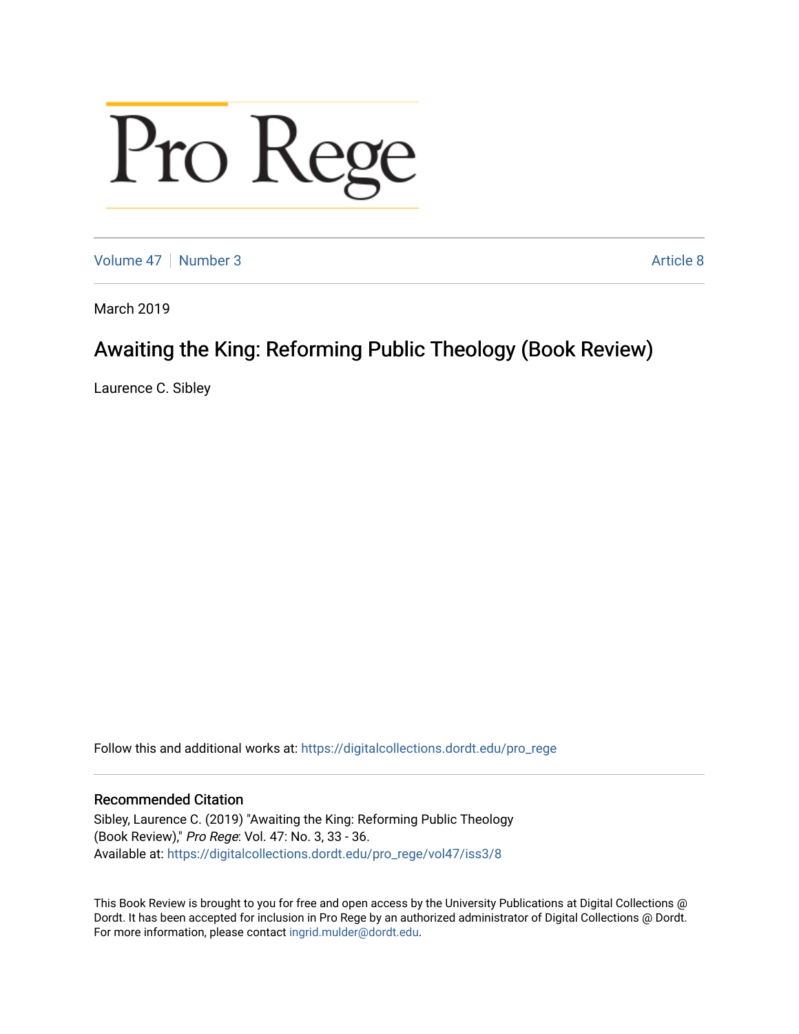# Pro Rege

Volume 47 | Number 3 | Article 8

March 2019

## Awaiting the King: Reforming Public Theology (Book Review)

Laurence C. Sibley

Follow this and additional works at: https://digitalcollections.dordt.edu/pro_rege

### Recommended Citation

Sibley, Laurence C. (2019) "Awaiting the King: Reforming Public Theology (Book Review)," *Pro Rege*: Vol. 47: No. 3, 33 - 36.
Available at: https://digitalcollections.dordt.edu/pro_rege/vol47/iss3/8

This Book Review is brought to you for free and open access by the University Publications at Digital Collections @ Dordt. It has been accepted for inclusion in Pro Rege by an authorized administrator of Digital Collections @ Dordt. For more information, please contact ingrid.mulder@dordt.edu.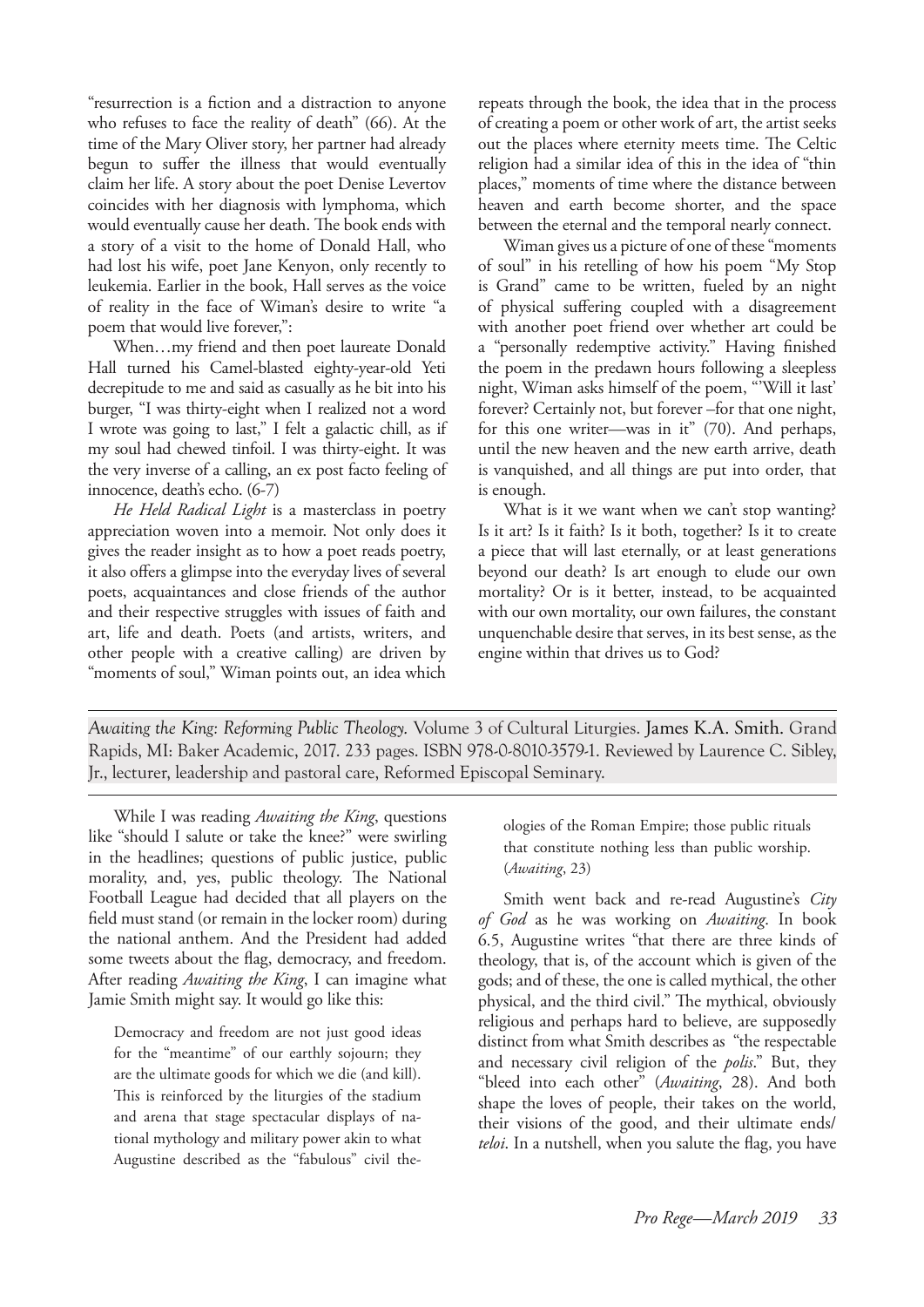"resurrection is a fiction and a distraction to anyone who refuses to face the reality of death" (66). At the time of the Mary Oliver story, her partner had already begun to suffer the illness that would eventually claim her life. A story about the poet Denise Levertov coincides with her diagnosis with lymphoma, which would eventually cause her death. The book ends with a story of a visit to the home of Donald Hall, who had lost his wife, poet Jane Kenyon, only recently to leukemia. Earlier in the book, Hall serves as the voice of reality in the face of Wiman's desire to write "a poem that would live forever,":

When…my friend and then poet laureate Donald Hall turned his Camel-blasted eighty-year-old Yeti decrepitude to me and said as casually as he bit into his burger, "I was thirty-eight when I realized not a word I wrote was going to last," I felt a galactic chill, as if my soul had chewed tinfoil. I was thirty-eight. It was the very inverse of a calling, an ex post facto feeling of innocence, death's echo. (6-7)

*He Held Radical Light* is a masterclass in poetry appreciation woven into a memoir. Not only does it gives the reader insight as to how a poet reads poetry, it also offers a glimpse into the everyday lives of several poets, acquaintances and close friends of the author and their respective struggles with issues of faith and art, life and death. Poets (and artists, writers, and other people with a creative calling) are driven by "moments of soul," Wiman points out, an idea which repeats through the book, the idea that in the process of creating a poem or other work of art, the artist seeks out the places where eternity meets time. The Celtic religion had a similar idea of this in the idea of "thin places," moments of time where the distance between heaven and earth become shorter, and the space between the eternal and the temporal nearly connect.

Wiman gives us a picture of one of these "moments of soul" in his retelling of how his poem "My Stop is Grand" came to be written, fueled by an night of physical suffering coupled with a disagreement with another poet friend over whether art could be a "personally redemptive activity." Having finished the poem in the predawn hours following a sleepless night, Wiman asks himself of the poem, "'Will it last' forever? Certainly not, but forever –for that one night, for this one writer—was in it" (70). And perhaps, until the new heaven and the new earth arrive, death is vanquished, and all things are put into order, that is enough.

What is it we want when we can't stop wanting? Is it art? Is it faith? Is it both, together? Is it to create a piece that will last eternally, or at least generations beyond our death? Is art enough to elude our own mortality? Or is it better, instead, to be acquainted with our own mortality, our own failures, the constant unquenchable desire that serves, in its best sense, as the engine within that drives us to God?

---

*Awaiting the King: Reforming Public Theology.* Volume 3 of Cultural Liturgies. James K.A. Smith. Grand Rapids, MI: Baker Academic, 2017. 233 pages. ISBN 978-0-8010-3579-1. Reviewed by Laurence C. Sibley, Jr., lecturer, leadership and pastoral care, Reformed Episcopal Seminary.

---

While I was reading *Awaiting the King*, questions like "should I salute or take the knee?" were swirling in the headlines; questions of public justice, public morality, and, yes, public theology. The National Football League had decided that all players on the field must stand (or remain in the locker room) during the national anthem. And the President had added some tweets about the flag, democracy, and freedom. After reading *Awaiting the King*, I can imagine what Jamie Smith might say. It would go like this:

> Democracy and freedom are not just good ideas for the "meantime" of our earthly sojourn; they are the ultimate goods for which we die (and kill). This is reinforced by the liturgies of the stadium and arena that stage spectacular displays of national mythology and military power akin to what Augustine described as the "fabulous" civil theologies of the Roman Empire; those public rituals that constitute nothing less than public worship. (*Awaiting*, 23)

Smith went back and re-read Augustine's *City of God* as he was working on *Awaiting*. In book 6.5, Augustine writes "that there are three kinds of theology, that is, of the account which is given of the gods; and of these, the one is called mythical, the other physical, and the third civil." The mythical, obviously religious and perhaps hard to believe, are supposedly distinct from what Smith describes as "the respectable and necessary civil religion of the *polis*." But, they "bleed into each other" (*Awaiting*, 28). And both shape the loves of people, their takes on the world, their visions of the good, and their ultimate ends/*teloi*. In a nutshell, when you salute the flag, you have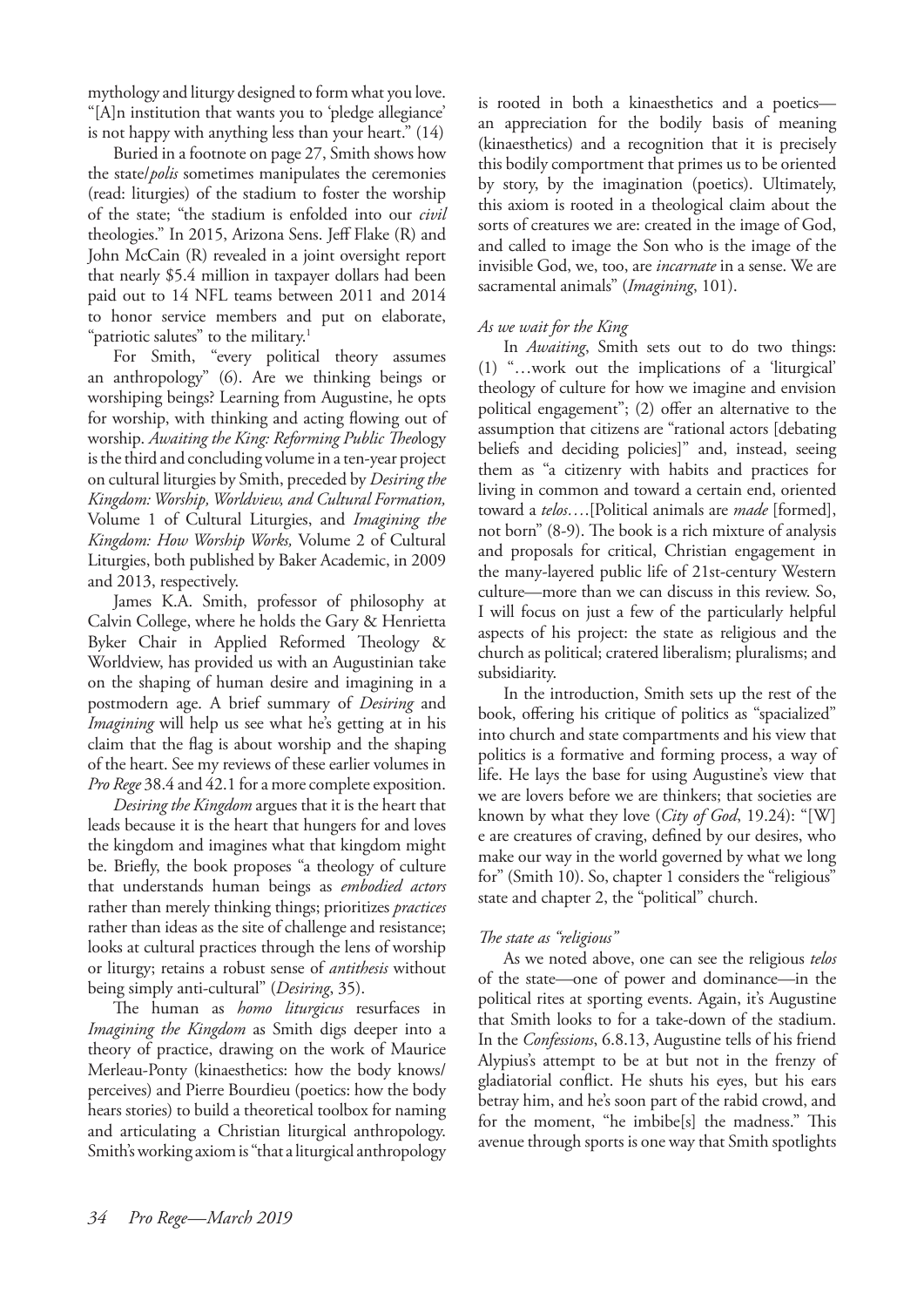mythology and liturgy designed to form what you love. "[A]n institution that wants you to 'pledge allegiance' is not happy with anything less than your heart." (14)

Buried in a footnote on page 27, Smith shows how the state/*polis* sometimes manipulates the ceremonies (read: liturgies) of the stadium to foster the worship of the state; "the stadium is enfolded into our *civil* theologies." In 2015, Arizona Sens. Jeff Flake (R) and John McCain (R) revealed in a joint oversight report that nearly $5.4 million in taxpayer dollars had been paid out to 14 NFL teams between 2011 and 2014 to honor service members and put on elaborate, "patriotic salutes" to the military.[1]

For Smith, "every political theory assumes an anthropology" (6). Are we thinking beings or worshiping beings? Learning from Augustine, he opts for worship, with thinking and acting flowing out of worship. *Awaiting the King: Reforming Public Theology* is the third and concluding volume in a ten-year project on cultural liturgies by Smith, preceded by *Desiring the Kingdom: Worship, Worldview, and Cultural Formation,* Volume 1 of Cultural Liturgies, and *Imagining the Kingdom: How Worship Works,* Volume 2 of Cultural Liturgies, both published by Baker Academic, in 2009 and 2013, respectively.

James K.A. Smith, professor of philosophy at Calvin College, where he holds the Gary & Henrietta Byker Chair in Applied Reformed Theology & Worldview, has provided us with an Augustinian take on the shaping of human desire and imagining in a postmodern age. A brief summary of *Desiring* and *Imagining* will help us see what he's getting at in his claim that the flag is about worship and the shaping of the heart. See my reviews of these earlier volumes in *Pro Rege* 38.4 and 42.1 for a more complete exposition.

*Desiring the Kingdom* argues that it is the heart that leads because it is the heart that hungers for and loves the kingdom and imagines what that kingdom might be. Briefly, the book proposes "a theology of culture that understands human beings as *embodied actors* rather than merely thinking things; prioritizes *practices* rather than ideas as the site of challenge and resistance; looks at cultural practices through the lens of worship or liturgy; retains a robust sense of *antithesis* without being simply anti-cultural" (*Desiring*, 35).

The human as *homo liturgicus* resurfaces in *Imagining the Kingdom* as Smith digs deeper into a theory of practice, drawing on the work of Maurice Merleau-Ponty (kinaesthetics: how the body knows/perceives) and Pierre Bourdieu (poetics: how the body hears stories) to build a theoretical toolbox for naming and articulating a Christian liturgical anthropology. Smith's working axiom is "that a liturgical anthropology is rooted in both a kinaesthetics and a poetics—an appreciation for the bodily basis of meaning (kinaesthetics) and a recognition that it is precisely this bodily comportment that primes us to be oriented by story, by the imagination (poetics). Ultimately, this axiom is rooted in a theological claim about the sorts of creatures we are: created in the image of God, and called to image the Son who is the image of the invisible God, we, too, are *incarnate* in a sense. We are sacramental animals" (*Imagining*, 101).

### *As we wait for the King*

In *Awaiting*, Smith sets out to do two things: (1) "…work out the implications of a 'liturgical' theology of culture for how we imagine and envision political engagement"; (2) offer an alternative to the assumption that citizens are "rational actors [debating beliefs and deciding policies]" and, instead, seeing them as "a citizenry with habits and practices for living in common and toward a certain end, oriented toward a *telos*….[Political animals are *made* [formed], not born" (8-9). The book is a rich mixture of analysis and proposals for critical, Christian engagement in the many-layered public life of 21st-century Western culture—more than we can discuss in this review. So, I will focus on just a few of the particularly helpful aspects of his project: the state as religious and the church as political; cratered liberalism; pluralisms; and subsidiarity.

In the introduction, Smith sets up the rest of the book, offering his critique of politics as "spacialized" into church and state compartments and his view that politics is a formative and forming process, a way of life. He lays the base for using Augustine's view that we are lovers before we are thinkers; that societies are known by what they love (*City of God*, 19.24): "[W]e are creatures of craving, defined by our desires, who make our way in the world governed by what we long for" (Smith 10). So, chapter 1 considers the "religious" state and chapter 2, the "political" church.

### *The state as "religious"*

As we noted above, one can see the religious *telos* of the state—one of power and dominance—in the political rites at sporting events. Again, it's Augustine that Smith looks to for a take-down of the stadium. In the *Confessions*, 6.8.13, Augustine tells of his friend Alypius's attempt to be at but not in the frenzy of gladiatorial conflict. He shuts his eyes, but his ears betray him, and he's soon part of the rabid crowd, and for the moment, "he imbibe[s] the madness." This avenue through sports is one way that Smith spotlights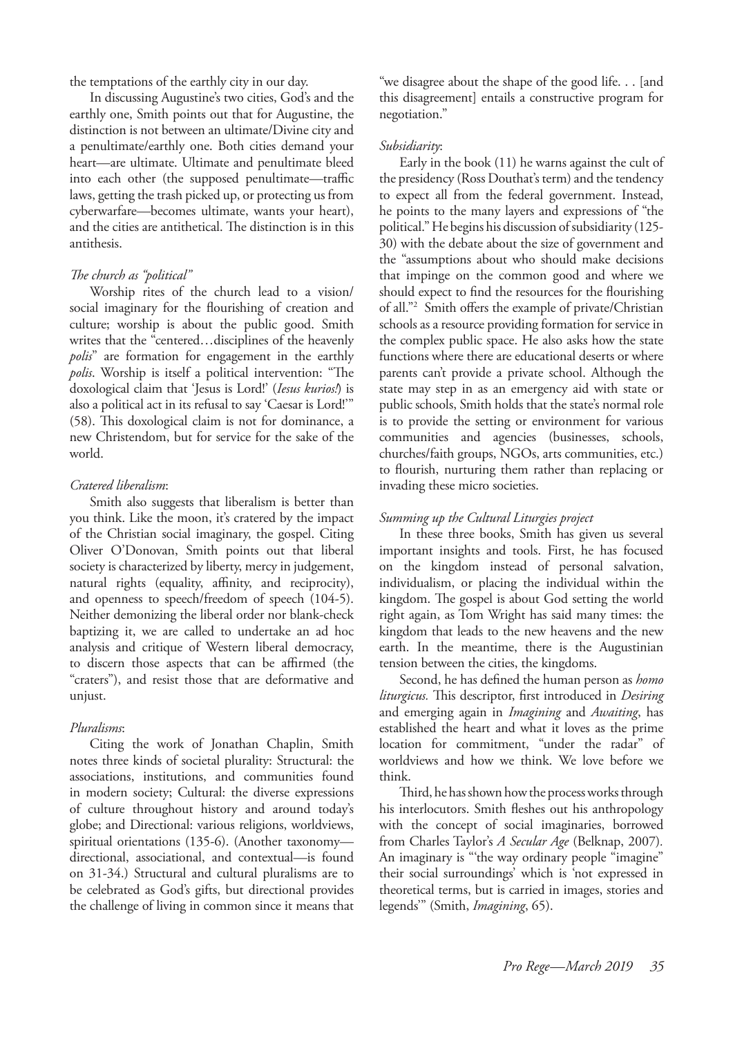the temptations of the earthly city in our day.

In discussing Augustine's two cities, God's and the earthly one, Smith points out that for Augustine, the distinction is not between an ultimate/Divine city and a penultimate/earthly one. Both cities demand your heart—are ultimate. Ultimate and penultimate bleed into each other (the supposed penultimate—traffic laws, getting the trash picked up, or protecting us from cyberwarfare—becomes ultimate, wants your heart), and the cities are antithetical. The distinction is in this antithesis.

*The church as "political"*

Worship rites of the church lead to a vision/social imaginary for the flourishing of creation and culture; worship is about the public good. Smith writes that the "centered…disciplines of the heavenly *polis*" are formation for engagement in the earthly *polis*. Worship is itself a political intervention: "The doxological claim that 'Jesus is Lord!' (*Iesus kurios!*) is also a political act in its refusal to say 'Caesar is Lord!'" (58). This doxological claim is not for dominance, a new Christendom, but for service for the sake of the world.

*Cratered liberalism*:

Smith also suggests that liberalism is better than you think. Like the moon, it's cratered by the impact of the Christian social imaginary, the gospel. Citing Oliver O'Donovan, Smith points out that liberal society is characterized by liberty, mercy in judgement, natural rights (equality, affinity, and reciprocity), and openness to speech/freedom of speech (104-5). Neither demonizing the liberal order nor blank-check baptizing it, we are called to undertake an ad hoc analysis and critique of Western liberal democracy, to discern those aspects that can be affirmed (the "craters"), and resist those that are deformative and unjust.

*Pluralisms*:

Citing the work of Jonathan Chaplin, Smith notes three kinds of societal plurality: Structural: the associations, institutions, and communities found in modern society; Cultural: the diverse expressions of culture throughout history and around today's globe; and Directional: various religions, worldviews, spiritual orientations (135-6). (Another taxonomy—directional, associational, and contextual—is found on 31-34.) Structural and cultural pluralisms are to be celebrated as God's gifts, but directional provides the challenge of living in common since it means that "we disagree about the shape of the good life. . . [and this disagreement] entails a constructive program for negotiation."

*Subsidiarity*:

Early in the book (11) he warns against the cult of the presidency (Ross Douthat's term) and the tendency to expect all from the federal government. Instead, he points to the many layers and expressions of "the political." He begins his discussion of subsidiarity (125-30) with the debate about the size of government and the "assumptions about who should make decisions that impinge on the common good and where we should expect to find the resources for the flourishing of all."[2] Smith offers the example of private/Christian schools as a resource providing formation for service in the complex public space. He also asks how the state functions where there are educational deserts or where parents can't provide a private school. Although the state may step in as an emergency aid with state or public schools, Smith holds that the state's normal role is to provide the setting or environment for various communities and agencies (businesses, schools, churches/faith groups, NGOs, arts communities, etc.) to flourish, nurturing them rather than replacing or invading these micro societies.

*Summing up the Cultural Liturgies project*

In these three books, Smith has given us several important insights and tools. First, he has focused on the kingdom instead of personal salvation, individualism, or placing the individual within the kingdom. The gospel is about God setting the world right again, as Tom Wright has said many times: the kingdom that leads to the new heavens and the new earth. In the meantime, there is the Augustinian tension between the cities, the kingdoms.

Second, he has defined the human person as *homo liturgicus.* This descriptor, first introduced in *Desiring* and emerging again in *Imagining* and *Awaiting*, has established the heart and what it loves as the prime location for commitment, "under the radar" of worldviews and how we think. We love before we think.

Third, he has shown how the process works through his interlocutors. Smith fleshes out his anthropology with the concept of social imaginaries, borrowed from Charles Taylor's *A Secular Age* (Belknap, 2007). An imaginary is "'the way ordinary people "imagine" their social surroundings' which is 'not expressed in theoretical terms, but is carried in images, stories and legends'" (Smith, *Imagining*, 65).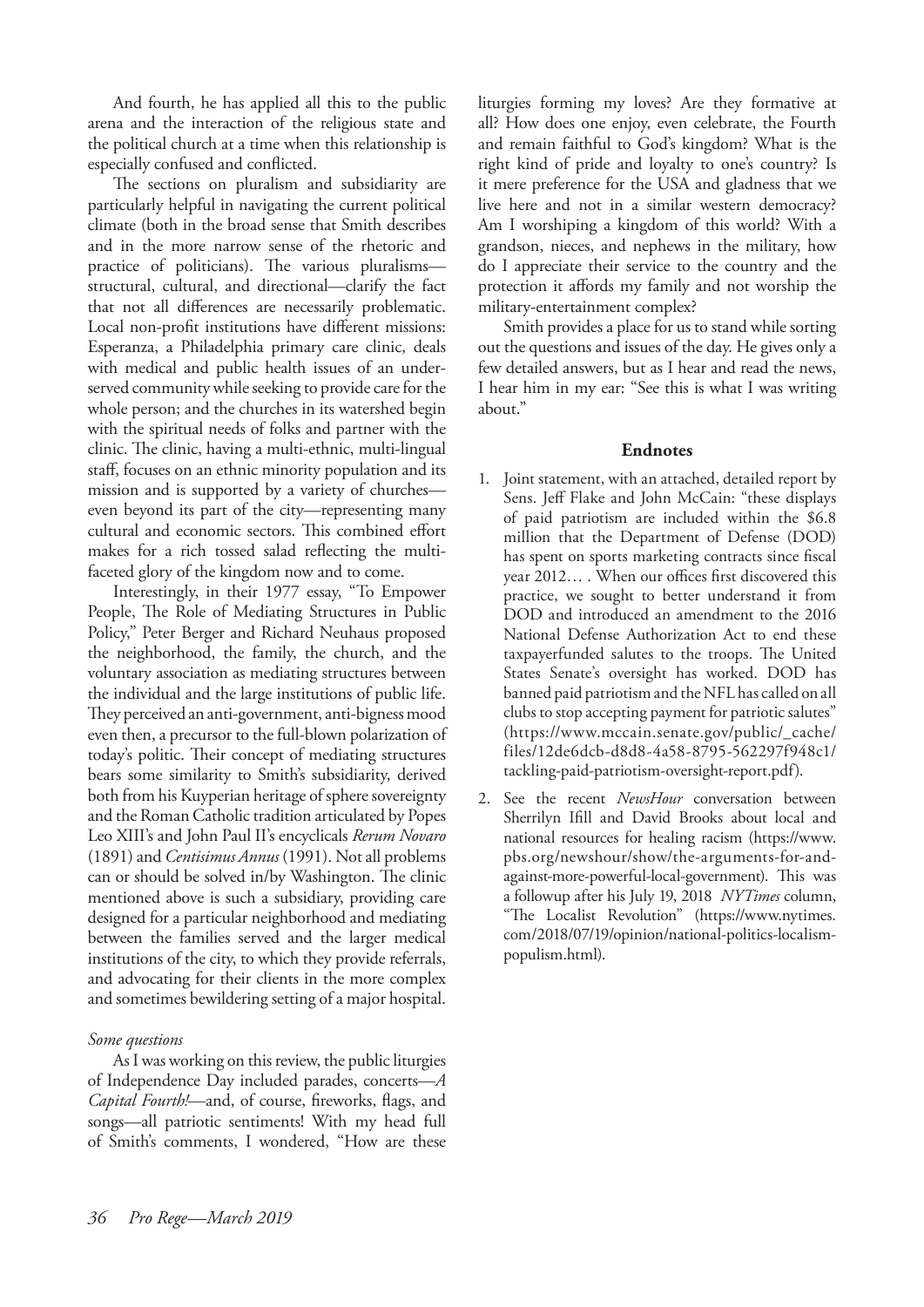And fourth, he has applied all this to the public arena and the interaction of the religious state and the political church at a time when this relationship is especially confused and conflicted.

The sections on pluralism and subsidiarity are particularly helpful in navigating the current political climate (both in the broad sense that Smith describes and in the more narrow sense of the rhetoric and practice of politicians). The various pluralisms—structural, cultural, and directional—clarify the fact that not all differences are necessarily problematic. Local non-profit institutions have different missions: Esperanza, a Philadelphia primary care clinic, deals with medical and public health issues of an underserved community while seeking to provide care for the whole person; and the churches in its watershed begin with the spiritual needs of folks and partner with the clinic. The clinic, having a multi-ethnic, multi-lingual staff, focuses on an ethnic minority population and its mission and is supported by a variety of churches—even beyond its part of the city—representing many cultural and economic sectors. This combined effort makes for a rich tossed salad reflecting the multifaceted glory of the kingdom now and to come.

Interestingly, in their 1977 essay, "To Empower People, The Role of Mediating Structures in Public Policy," Peter Berger and Richard Neuhaus proposed the neighborhood, the family, the church, and the voluntary association as mediating structures between the individual and the large institutions of public life. They perceived an anti-government, anti-bigness mood even then, a precursor to the full-blown polarization of today's politic. Their concept of mediating structures bears some similarity to Smith's subsidiarity, derived both from his Kuyperian heritage of sphere sovereignty and the Roman Catholic tradition articulated by Popes Leo XIII's and John Paul II's encyclicals *Rerum Novaro* (1891) and *Centisimus Annus* (1991). Not all problems can or should be solved in/by Washington. The clinic mentioned above is such a subsidiary, providing care designed for a particular neighborhood and mediating between the families served and the larger medical institutions of the city, to which they provide referrals, and advocating for their clients in the more complex and sometimes bewildering setting of a major hospital.

*Some questions*

As I was working on this review, the public liturgies of Independence Day included parades, concerts—*A Capital Fourth!*—and, of course, fireworks, flags, and songs—all patriotic sentiments! With my head full of Smith's comments, I wondered, "How are these liturgies forming my loves? Are they formative at all? How does one enjoy, even celebrate, the Fourth and remain faithful to God's kingdom? What is the right kind of pride and loyalty to one's country? Is it mere preference for the USA and gladness that we live here and not in a similar western democracy? Am I worshiping a kingdom of this world? With a grandson, nieces, and nephews in the military, how do I appreciate their service to the country and the protection it affords my family and not worship the military-entertainment complex?

Smith provides a place for us to stand while sorting out the questions and issues of the day. He gives only a few detailed answers, but as I hear and read the news, I hear him in my ear: "See this is what I was writing about."

### Endnotes

1. Joint statement, with an attached, detailed report by Sens. Jeff Flake and John McCain: "these displays of paid patriotism are included within the $6.8 million that the Department of Defense (DOD) has spent on sports marketing contracts since fiscal year 2012… . When our offices first discovered this practice, we sought to better understand it from DOD and introduced an amendment to the 2016 National Defense Authorization Act to end these taxpayerfunded salutes to the troops. The United States Senate's oversight has worked. DOD has banned paid patriotism and the NFL has called on all clubs to stop accepting payment for patriotic salutes" (https://www.mccain.senate.gov/public/_cache/files/12de6dcb-d8d8-4a58-8795-562297f948c1/tackling-paid-patriotism-oversight-report.pdf).

2. See the recent *NewsHour* conversation between Sherrilyn Ifill and David Brooks about local and national resources for healing racism (https://www.pbs.org/newshour/show/the-arguments-for-and-against-more-powerful-local-government). This was a followup after his July 19, 2018 *NYTimes* column, "The Localist Revolution" (https://www.nytimes.com/2018/07/19/opinion/national-politics-localism-populism.html).